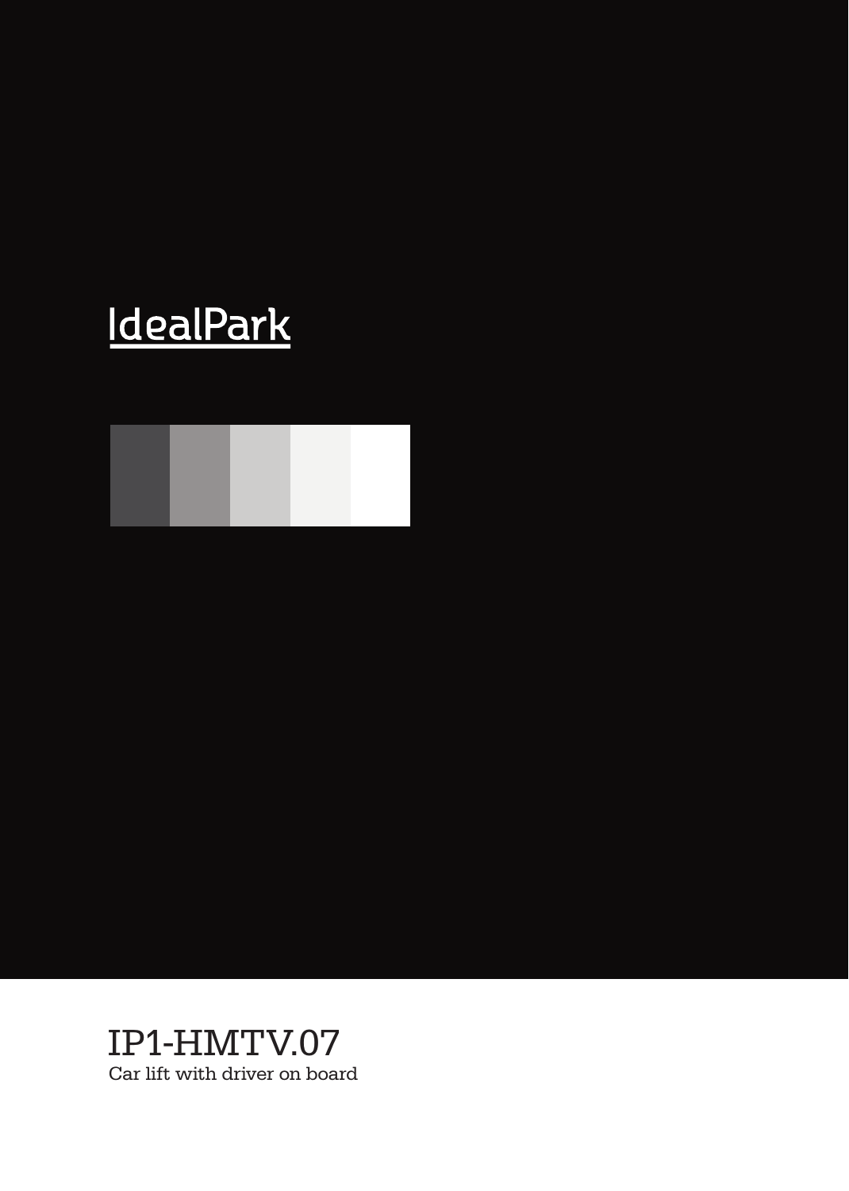IdealPark

# IP1-HMTV.07

Car lift with driver on board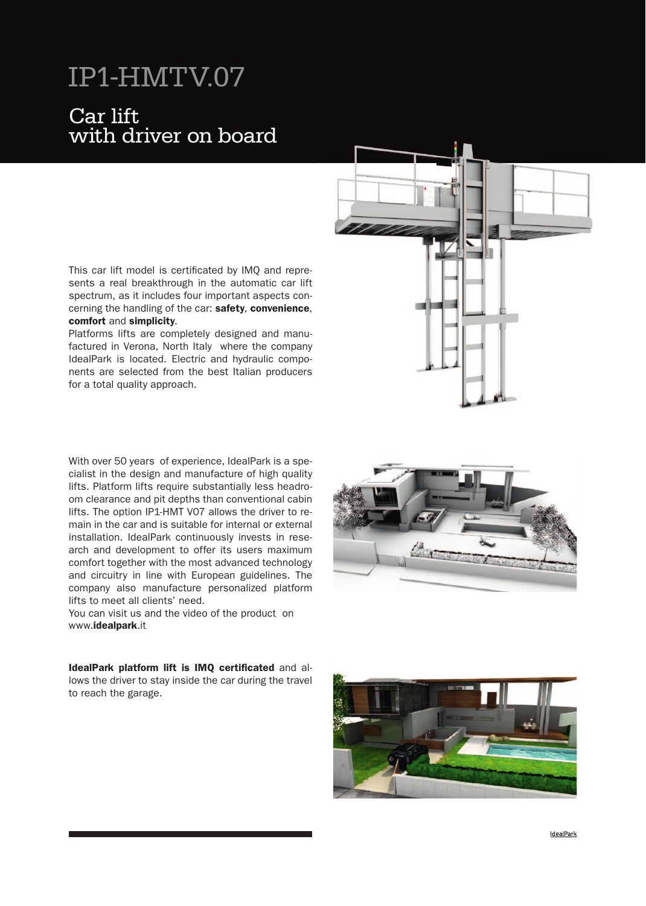# IP1-HMTV.07

## Car lift with driver on board

This car lift model is certificated by IMQ and represents a real breakthrough in the automatic car lift spectrum, as it includes four important aspects concerning the handling of the car: **safety**, **convenience**, **comfort** and **simplicity**.
Platforms lifts are completely designed and manufactured in Verona, North Italy where the company IdealPark is located. Electric and hydraulic components are selected from the best Italian producers for a total quality approach.

With over 50 years of experience, IdealPark is a specialist in the design and manufacture of high quality lifts. Platform lifts require substantially less headroom clearance and pit depths than conventional cabin lifts. The option IP1-HMT V07 allows the driver to remain in the car and is suitable for internal or external installation. IdealPark continuously invests in research and development to offer its users maximum comfort together with the most advanced technology and circuitry in line with European guidelines. The company also manufacture personalized platform lifts to meet all clients' need.
You can visit us and the video of the product on www.**idealpark**.it

**IdealPark platform lift is IMQ certificated** and allows the driver to stay inside the car during the travel to reach the garage.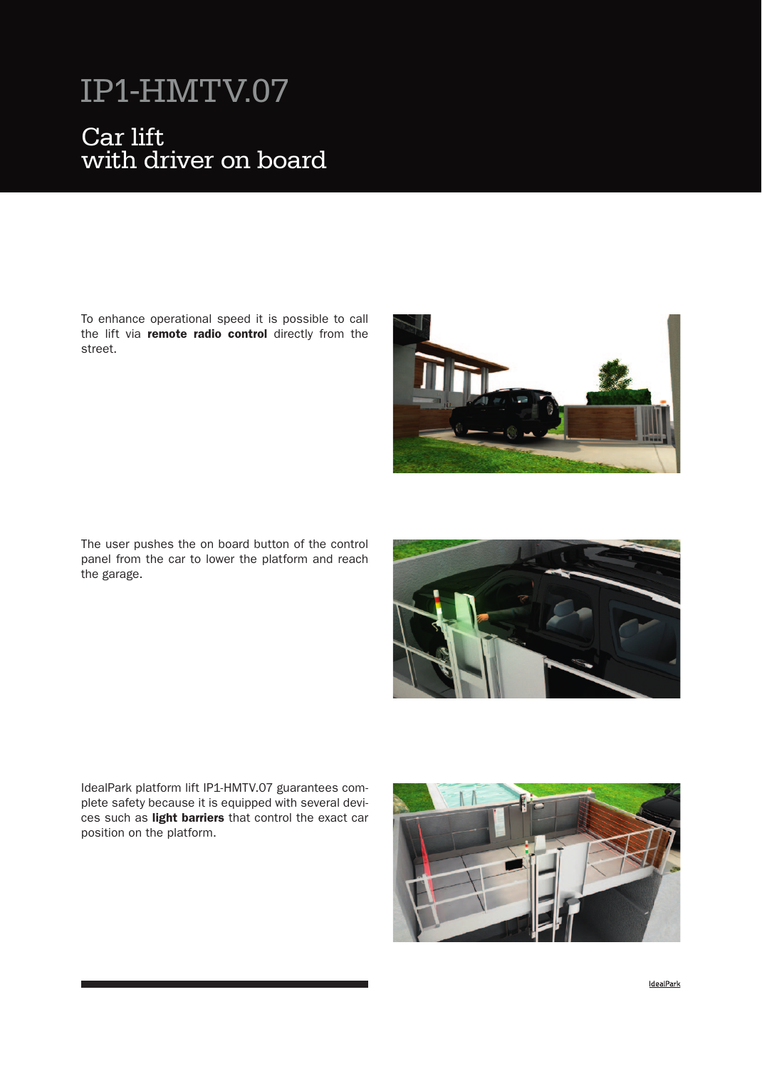# IP1-HMTV.07

## Car lift
## with driver on board

To enhance operational speed it is possible to call the lift via **remote radio control** directly from the street.

The user pushes the on board button of the control panel from the car to lower the platform and reach the garage.

IdealPark platform lift IP1-HMTV.07 guarantees complete safety because it is equipped with several devices such as **light barriers** that control the exact car position on the platform.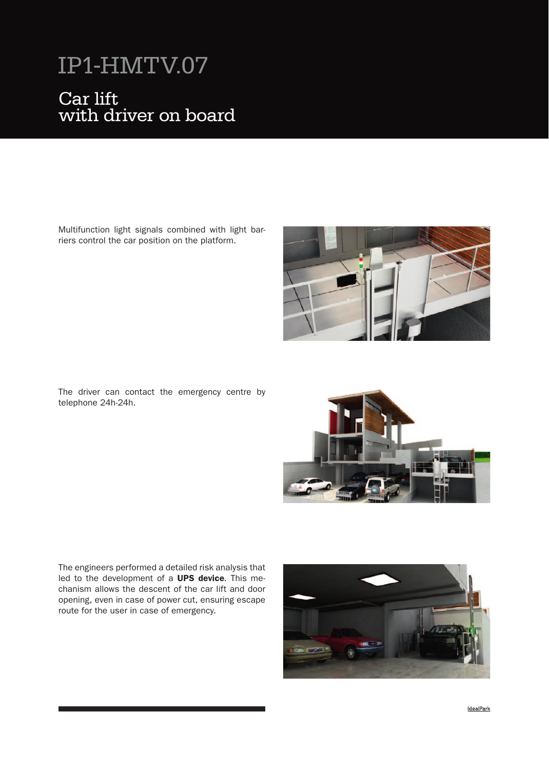# IP1-HMTV.07

## Car lift
## with driver on board

Multifunction light signals combined with light barriers control the car position on the platform.

The driver can contact the emergency centre by telephone 24h-24h.

The engineers performed a detailed risk analysis that led to the development of a **UPS device**. This mechanism allows the descent of the car lift and door opening, even in case of power cut, ensuring escape route for the user in case of emergency.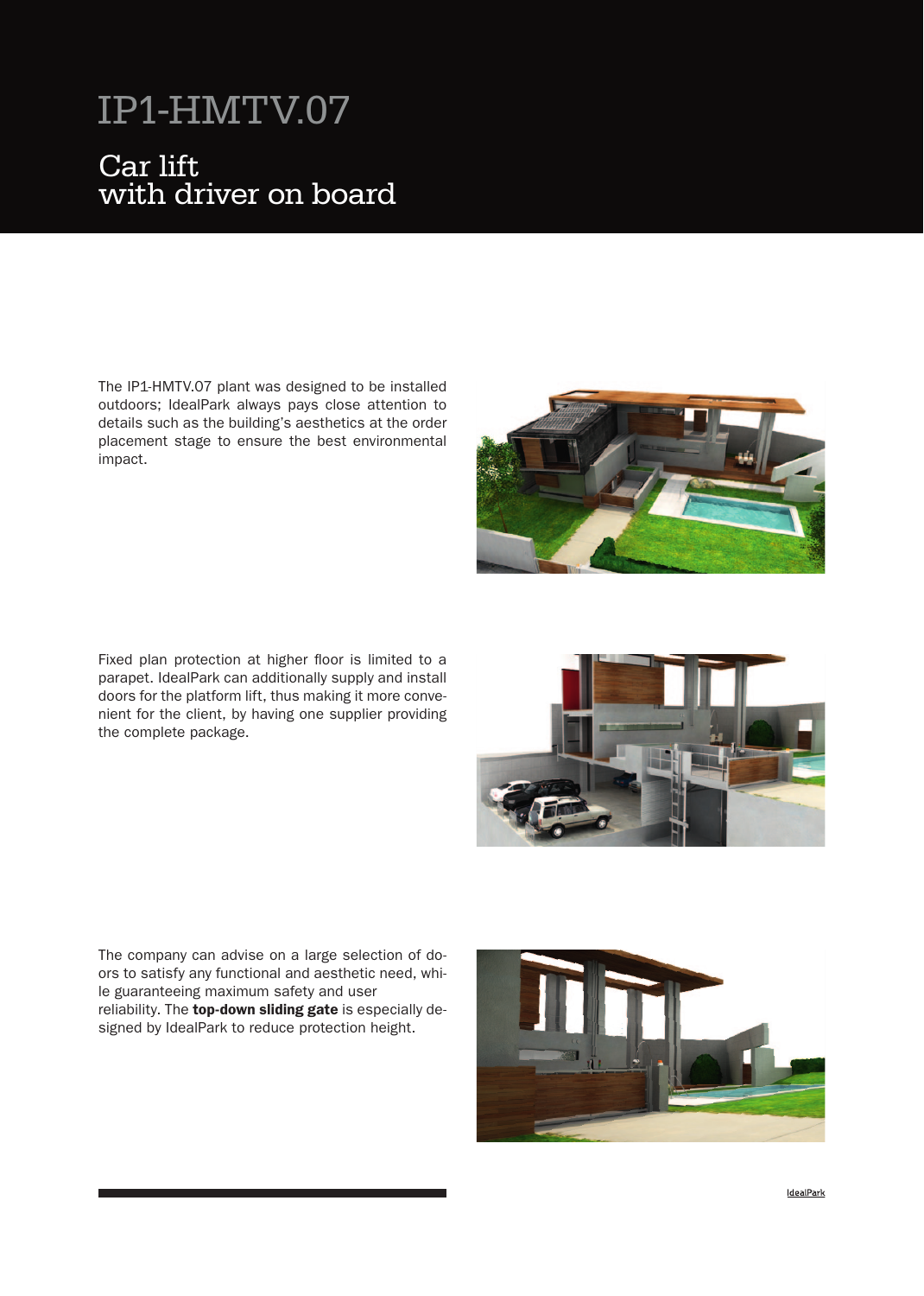# IP1-HMTV.07

## Car lift with driver on board

The IP1-HMTV.07 plant was designed to be installed outdoors; IdealPark always pays close attention to details such as the building's aesthetics at the order placement stage to ensure the best environmental impact.

Fixed plan protection at higher floor is limited to a parapet. IdealPark can additionally supply and install doors for the platform lift, thus making it more convenient for the client, by having one supplier providing the complete package.

The company can advise on a large selection of doors to satisfy any functional and aesthetic need, while guaranteeing maximum safety and user reliability. The **top-down sliding gate** is especially designed by IdealPark to reduce protection height.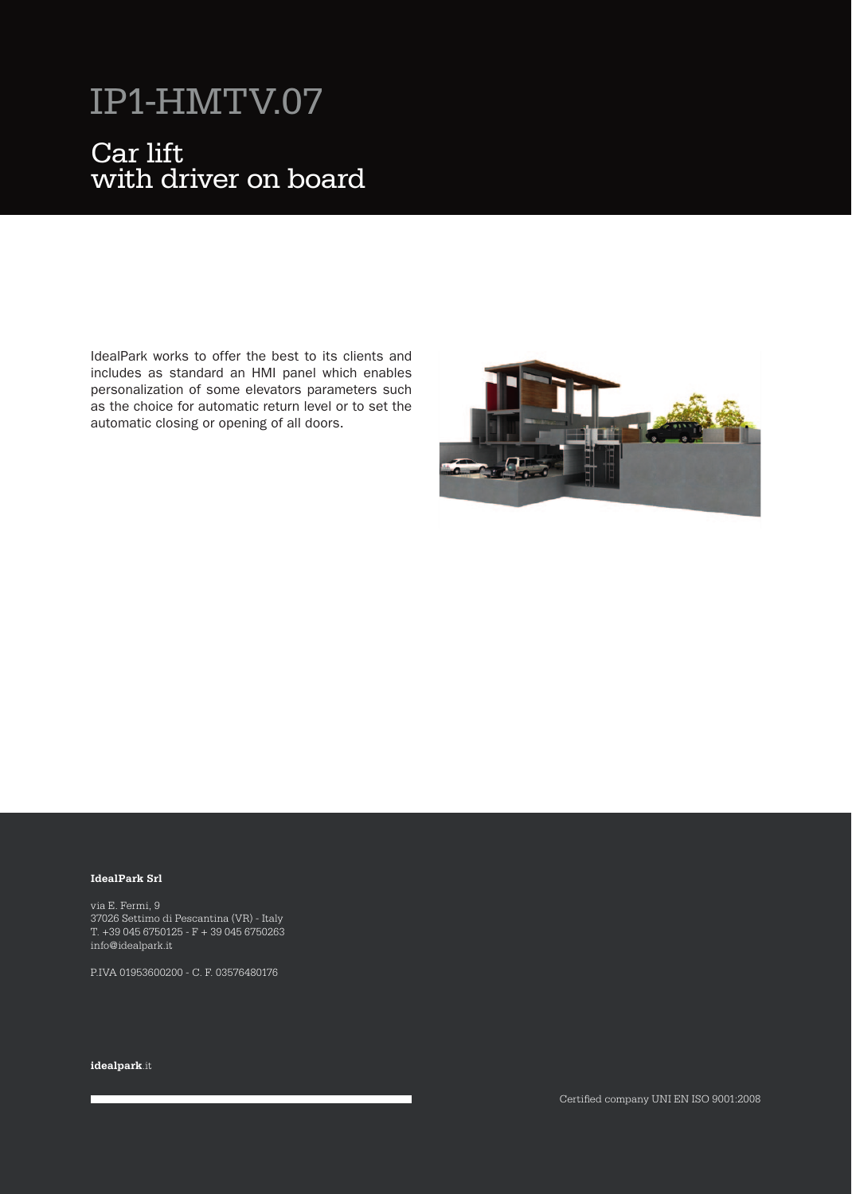# IP1-HMTV.07

## Car lift with driver on board

IdealPark works to offer the best to its clients and includes as standard an HMI panel which enables personalization of some elevators parameters such as the choice for automatic return level or to set the automatic closing or opening of all doors.

**IdealPark Srl**

via E. Fermi, 9
37026 Settimo di Pescantina (VR) - Italy
T. +39 045 6750125 - F + 39 045 6750263
info@idealpark.it

P.IVA 01953600200 - C. F. 03576480176

**idealpark**.it

Certified company UNI EN ISO 9001:2008